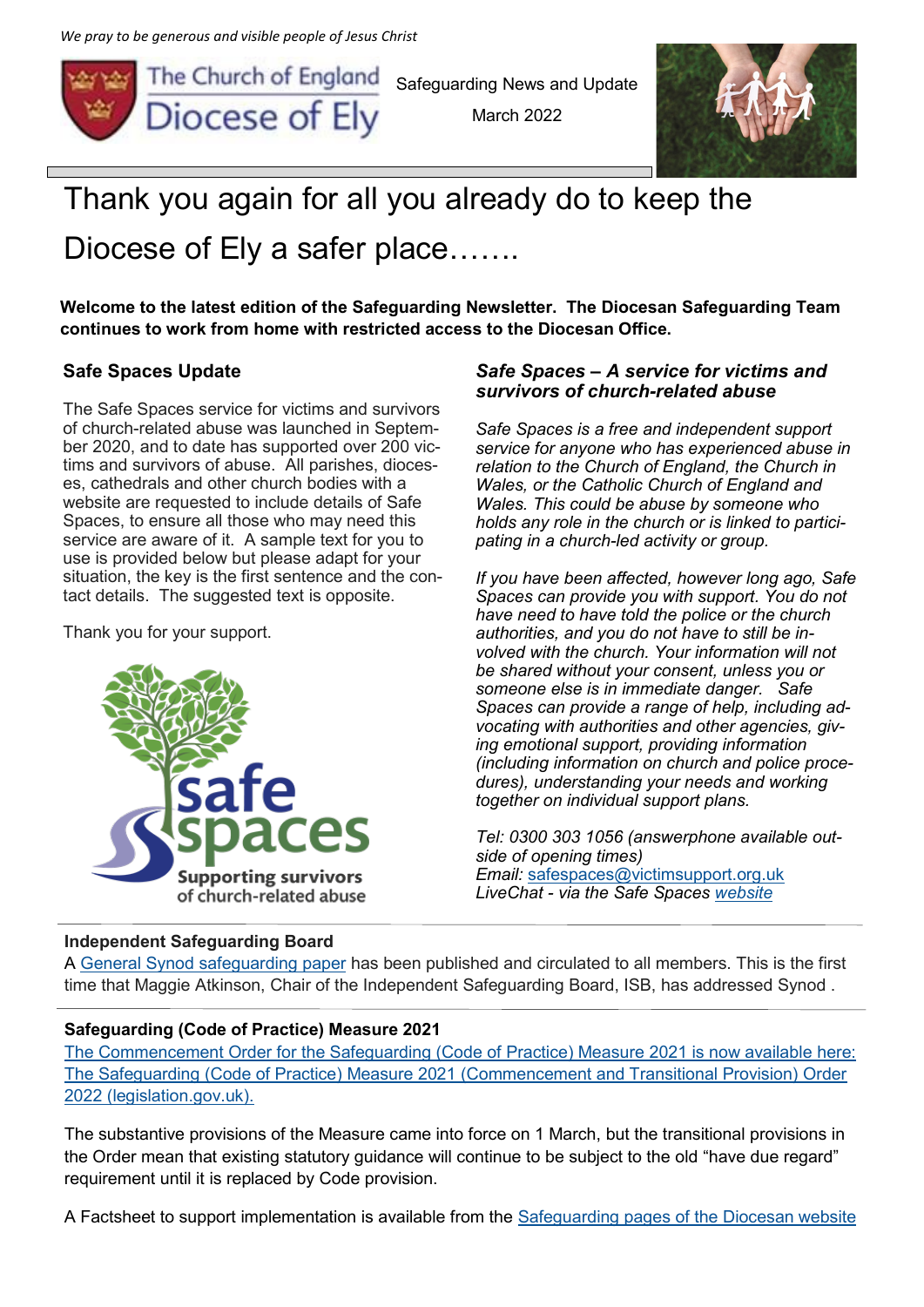*We pray to be generous and visible people of Jesus Christ*

The Church of England Diocese of Ely

Safeguarding News and Update

March 2022

# Thank you again for all you already do to keep the Diocese of Ely a safer place…….

**Welcome to the latest edition of the Safeguarding Newsletter. The Diocesan Safeguarding Team continues to work from home with restricted access to the Diocesan Office.**

## Safe Spaces Update

The Safe Spaces service for victims and survivors of church-related abuse was launched in September 2020, and to date has supported over 200 victims and survivors of abuse. All parishes, dioceses, cathedrals and other church bodies with a website are requested to include details of Safe Spaces, to ensure all those who may need this service are aware of it. A sample text for you to use is provided below but please adapt for your situation, the key is the first sentence and the contact details. The suggested text is opposite.

Thank you for your support.

safe spaces
Supporting survivors of church-related abuse

## *Safe Spaces – A service for victims and survivors of church-related abuse*

*Safe Spaces is a free and independent support service for anyone who has experienced abuse in relation to the Church of England, the Church in Wales, or the Catholic Church of England and Wales. This could be abuse by someone who holds any role in the church or is linked to participating in a church-led activity or group.*

*If you have been affected, however long ago, Safe Spaces can provide you with support. You do not have need to have told the police or the church authorities, and you do not have to still be involved with the church. Your information will not be shared without your consent, unless you or someone else is in immediate danger. Safe Spaces can provide a range of help, including advocating with authorities and other agencies, giving emotional support, providing information (including information on church and police procedures), understanding your needs and working together on individual support plans.*

*Tel: 0300 303 1056 (answerphone available outside of opening times)*
*Email: safespaces@victimsupport.org.uk*
*LiveChat - via the Safe Spaces website*

## Independent Safeguarding Board

A General Synod safeguarding paper has been published and circulated to all members. This is the first time that Maggie Atkinson, Chair of the Independent Safeguarding Board, ISB, has addressed Synod .

## Safeguarding (Code of Practice) Measure 2021

The Commencement Order for the Safeguarding (Code of Practice) Measure 2021 is now available here: The Safeguarding (Code of Practice) Measure 2021 (Commencement and Transitional Provision) Order 2022 (legislation.gov.uk).

The substantive provisions of the Measure came into force on 1 March, but the transitional provisions in the Order mean that existing statutory guidance will continue to be subject to the old "have due regard" requirement until it is replaced by Code provision.

A Factsheet to support implementation is available from the Safeguarding pages of the Diocesan website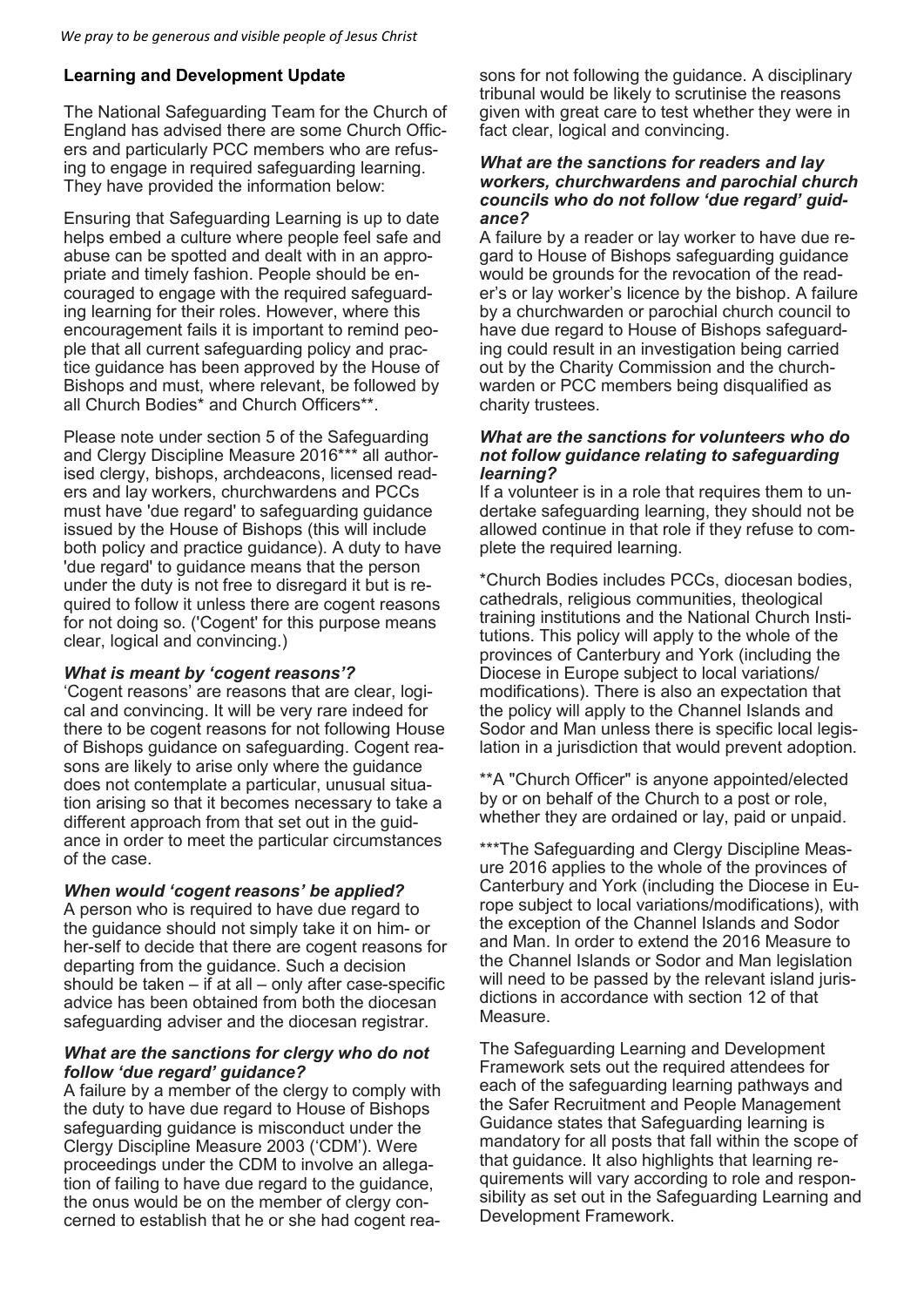## Learning and Development Update

The National Safeguarding Team for the Church of England has advised there are some Church Officers and particularly PCC members who are refusing to engage in required safeguarding learning. They have provided the information below:

Ensuring that Safeguarding Learning is up to date helps embed a culture where people feel safe and abuse can be spotted and dealt with in an appropriate and timely fashion. People should be encouraged to engage with the required safeguarding learning for their roles. However, where this encouragement fails it is important to remind people that all current safeguarding policy and practice guidance has been approved by the House of Bishops and must, where relevant, be followed by all Church Bodies* and Church Officers**.

Please note under section 5 of the Safeguarding and Clergy Discipline Measure 2016*** all authorised clergy, bishops, archdeacons, licensed readers and lay workers, churchwardens and PCCs must have 'due regard' to safeguarding guidance issued by the House of Bishops (this will include both policy and practice guidance). A duty to have 'due regard' to guidance means that the person under the duty is not free to disregard it but is required to follow it unless there are cogent reasons for not doing so. ('Cogent' for this purpose means clear, logical and convincing.)

### *What is meant by 'cogent reasons'?*

'Cogent reasons' are reasons that are clear, logical and convincing. It will be very rare indeed for there to be cogent reasons for not following House of Bishops guidance on safeguarding. Cogent reasons are likely to arise only where the guidance does not contemplate a particular, unusual situation arising so that it becomes necessary to take a different approach from that set out in the guidance in order to meet the particular circumstances of the case.

### *When would 'cogent reasons' be applied?*

A person who is required to have due regard to the guidance should not simply take it on him- or her-self to decide that there are cogent reasons for departing from the guidance. Such a decision should be taken – if at all – only after case-specific advice has been obtained from both the diocesan safeguarding adviser and the diocesan registrar.

### *What are the sanctions for clergy who do not follow 'due regard' guidance?*

A failure by a member of the clergy to comply with the duty to have due regard to House of Bishops safeguarding guidance is misconduct under the Clergy Discipline Measure 2003 ('CDM'). Were proceedings under the CDM to involve an allegation of failing to have due regard to the guidance, the onus would be on the member of clergy concerned to establish that he or she had cogent reasons for not following the guidance. A disciplinary tribunal would be likely to scrutinise the reasons given with great care to test whether they were in fact clear, logical and convincing.

### *What are the sanctions for readers and lay workers, churchwardens and parochial church councils who do not follow 'due regard' guidance?*

A failure by a reader or lay worker to have due regard to House of Bishops safeguarding guidance would be grounds for the revocation of the reader's or lay worker's licence by the bishop. A failure by a churchwarden or parochial church council to have due regard to House of Bishops safeguarding could result in an investigation being carried out by the Charity Commission and the churchwarden or PCC members being disqualified as charity trustees.

### *What are the sanctions for volunteers who do not follow guidance relating to safeguarding learning?*

If a volunteer is in a role that requires them to undertake safeguarding learning, they should not be allowed continue in that role if they refuse to complete the required learning.

*Church Bodies includes PCCs, diocesan bodies, cathedrals, religious communities, theological training institutions and the National Church Institutions. This policy will apply to the whole of the provinces of Canterbury and York (including the Diocese in Europe subject to local variations/modifications). There is also an expectation that the policy will apply to the Channel Islands and Sodor and Man unless there is specific local legislation in a jurisdiction that would prevent adoption.

**A "Church Officer" is anyone appointed/elected by or on behalf of the Church to a post or role, whether they are ordained or lay, paid or unpaid.

***The Safeguarding and Clergy Discipline Measure 2016 applies to the whole of the provinces of Canterbury and York (including the Diocese in Europe subject to local variations/modifications), with the exception of the Channel Islands and Sodor and Man. In order to extend the 2016 Measure to the Channel Islands or Sodor and Man legislation will need to be passed by the relevant island jurisdictions in accordance with section 12 of that Measure.

The Safeguarding Learning and Development Framework sets out the required attendees for each of the safeguarding learning pathways and the Safer Recruitment and People Management Guidance states that Safeguarding learning is mandatory for all posts that fall within the scope of that guidance. It also highlights that learning requirements will vary according to role and responsibility as set out in the Safeguarding Learning and Development Framework.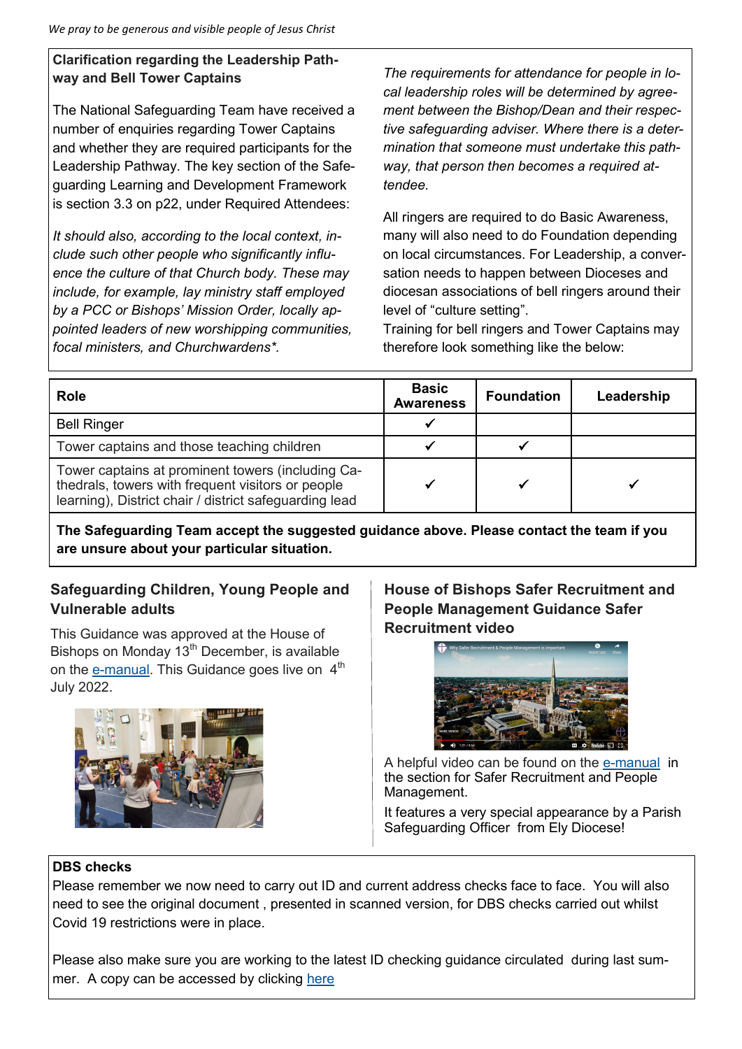*We pray to be generous and visible people of Jesus Christ*

**Clarification regarding the Leadership Pathway and Bell Tower Captains**

The National Safeguarding Team have received a number of enquiries regarding Tower Captains and whether they are required participants for the Leadership Pathway. The key section of the Safeguarding Learning and Development Framework is section 3.3 on p22, under Required Attendees:

*It should also, according to the local context, include such other people who significantly influence the culture of that Church body. These may include, for example, lay ministry staff employed by a PCC or Bishops' Mission Order, locally appointed leaders of new worshipping communities, focal ministers, and Churchwardens*.*

*The requirements for attendance for people in local leadership roles will be determined by agreement between the Bishop/Dean and their respective safeguarding adviser. Where there is a determination that someone must undertake this pathway, that person then becomes a required attendee.*

All ringers are required to do Basic Awareness, many will also need to do Foundation depending on local circumstances. For Leadership, a conversation needs to happen between Dioceses and diocesan associations of bell ringers around their level of "culture setting".

Training for bell ringers and Tower Captains may therefore look something like the below:

| Role | Basic Awareness | Foundation | Leadership |
|---|---|---|---|
| Bell Ringer | ✔ | | |
| Tower captains and those teaching children | ✔ | ✔ | |
| Tower captains at prominent towers (including Cathedrals, towers with frequent visitors or people learning), District chair / district safeguarding lead | ✔ | ✔ | ✔ |

**The Safeguarding Team accept the suggested guidance above. Please contact the team if you are unsure about your particular situation.**

## Safeguarding Children, Young People and Vulnerable adults

This Guidance was approved at the House of Bishops on Monday 13th December, is available on the e-manual. This Guidance goes live on 4th July 2022.

## House of Bishops Safer Recruitment and People Management Guidance Safer Recruitment video

A helpful video can be found on the e-manual in the section for Safer Recruitment and People Management.

It features a very special appearance by a Parish Safeguarding Officer from Ely Diocese!

**DBS checks**

Please remember we now need to carry out ID and current address checks face to face. You will also need to see the original document , presented in scanned version, for DBS checks carried out whilst Covid 19 restrictions were in place.

Please also make sure you are working to the latest ID checking guidance circulated during last summer. A copy can be accessed by clicking here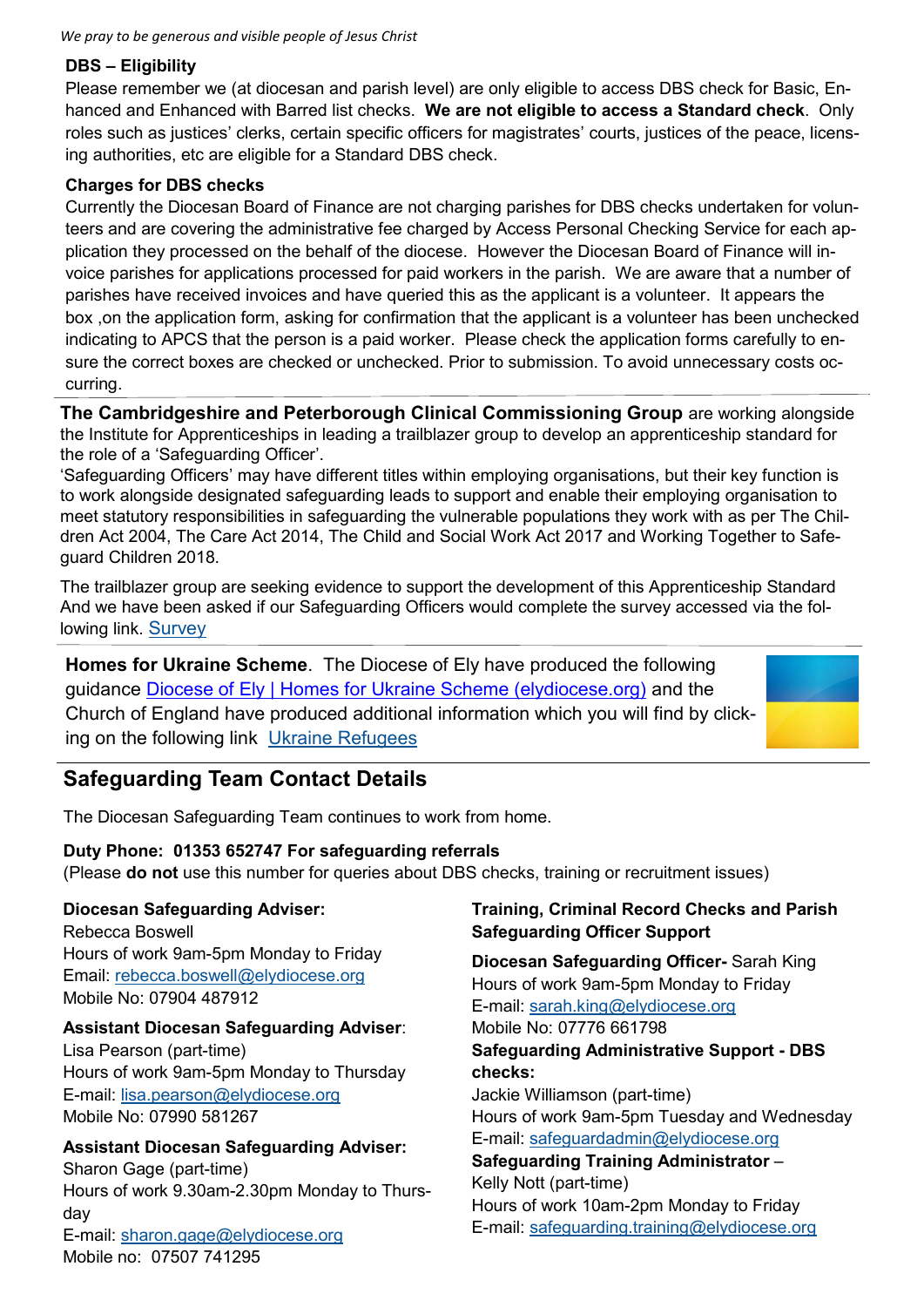*We pray to be generous and visible people of Jesus Christ*

**DBS – Eligibility**

Please remember we (at diocesan and parish level) are only eligible to access DBS check for Basic, Enhanced and Enhanced with Barred list checks. **We are not eligible to access a Standard check**. Only roles such as justices' clerks, certain specific officers for magistrates' courts, justices of the peace, licensing authorities, etc are eligible for a Standard DBS check.

**Charges for DBS checks**

Currently the Diocesan Board of Finance are not charging parishes for DBS checks undertaken for volunteers and are covering the administrative fee charged by Access Personal Checking Service for each application they processed on the behalf of the diocese. However the Diocesan Board of Finance will invoice parishes for applications processed for paid workers in the parish. We are aware that a number of parishes have received invoices and have queried this as the applicant is a volunteer. It appears the box ,on the application form, asking for confirmation that the applicant is a volunteer has been unchecked indicating to APCS that the person is a paid worker. Please check the application forms carefully to ensure the correct boxes are checked or unchecked. Prior to submission. To avoid unnecessary costs occurring.

---

**The Cambridgeshire and Peterborough Clinical Commissioning Group** are working alongside the Institute for Apprenticeships in leading a trailblazer group to develop an apprenticeship standard for the role of a 'Safeguarding Officer'.

'Safeguarding Officers' may have different titles within employing organisations, but their key function is to work alongside designated safeguarding leads to support and enable their employing organisation to meet statutory responsibilities in safeguarding the vulnerable populations they work with as per The Children Act 2004, The Care Act 2014, The Child and Social Work Act 2017 and Working Together to Safeguard Children 2018.

The trailblazer group are seeking evidence to support the development of this Apprenticeship Standard And we have been asked if our Safeguarding Officers would complete the survey accessed via the following link. Survey

---

**Homes for Ukraine Scheme**. The Diocese of Ely have produced the following guidance Diocese of Ely | Homes for Ukraine Scheme (elydiocese.org) and the Church of England have produced additional information which you will find by clicking on the following link Ukraine Refugees

## Safeguarding Team Contact Details

The Diocesan Safeguarding Team continues to work from home.

**Duty Phone: 01353 652747 For safeguarding referrals**
(Please **do not** use this number for queries about DBS checks, training or recruitment issues)

**Diocesan Safeguarding Adviser:**
Rebecca Boswell
Hours of work 9am-5pm Monday to Friday
Email: rebecca.boswell@elydiocese.org
Mobile No: 07904 487912

**Assistant Diocesan Safeguarding Adviser**:
Lisa Pearson (part-time)
Hours of work 9am-5pm Monday to Thursday
E-mail: lisa.pearson@elydiocese.org
Mobile No: 07990 581267

**Assistant Diocesan Safeguarding Adviser:**
Sharon Gage (part-time)
Hours of work 9.30am-2.30pm Monday to Thursday
E-mail: sharon.gage@elydiocese.org
Mobile no: 07507 741295

**Training, Criminal Record Checks and Parish Safeguarding Officer Support**

**Diocesan Safeguarding Officer-** Sarah King
Hours of work 9am-5pm Monday to Friday
E-mail: sarah.king@elydiocese.org
Mobile No: 07776 661798

**Safeguarding Administrative Support - DBS checks:**
Jackie Williamson (part-time)
Hours of work 9am-5pm Tuesday and Wednesday
E-mail: safeguardadmin@elydiocese.org

**Safeguarding Training Administrator** –
Kelly Nott (part-time)
Hours of work 10am-2pm Monday to Friday
E-mail: safeguarding.training@elydiocese.org